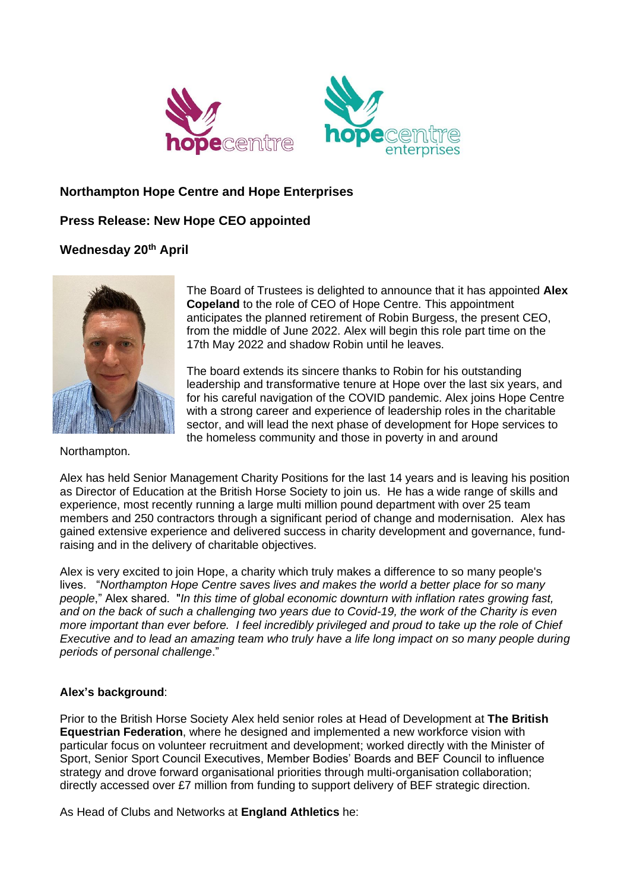**Northampton Hope Centre and Hope Enterprises**

**Press Release: New Hope CEO appointed**

**Wednesday 20th April**

The Board of Trustees is delighted to announce that it has appointed **Alex Copeland** to the role of CEO of Hope Centre. This appointment anticipates the planned retirement of Robin Burgess, the present CEO, from the middle of June 2022. Alex will begin this role part time on the 17th May 2022 and shadow Robin until he leaves.

The board extends its sincere thanks to Robin for his outstanding leadership and transformative tenure at Hope over the last six years, and for his careful navigation of the COVID pandemic. Alex joins Hope Centre with a strong career and experience of leadership roles in the charitable sector, and will lead the next phase of development for Hope services to the homeless community and those in poverty in and around Northampton.

Alex has held Senior Management Charity Positions for the last 14 years and is leaving his position as Director of Education at the British Horse Society to join us. He has a wide range of skills and experience, most recently running a large multi million pound department with over 25 team members and 250 contractors through a significant period of change and modernisation. Alex has gained extensive experience and delivered success in charity development and governance, fund-raising and in the delivery of charitable objectives.

Alex is very excited to join Hope, a charity which truly makes a difference to so many people's lives. "*Northampton Hope Centre saves lives and makes the world a better place for so many people*," Alex shared. "*In this time of global economic downturn with inflation rates growing fast, and on the back of such a challenging two years due to Covid-19, the work of the Charity is even more important than ever before. I feel incredibly privileged and proud to take up the role of Chief Executive and to lead an amazing team who truly have a life long impact on so many people during periods of personal challenge*."

**Alex's background**:

Prior to the British Horse Society Alex held senior roles at Head of Development at **The British Equestrian Federation**, where he designed and implemented a new workforce vision with particular focus on volunteer recruitment and development; worked directly with the Minister of Sport, Senior Sport Council Executives, Member Bodies' Boards and BEF Council to influence strategy and drove forward organisational priorities through multi-organisation collaboration; directly accessed over £7 million from funding to support delivery of BEF strategic direction.

As Head of Clubs and Networks at **England Athletics** he: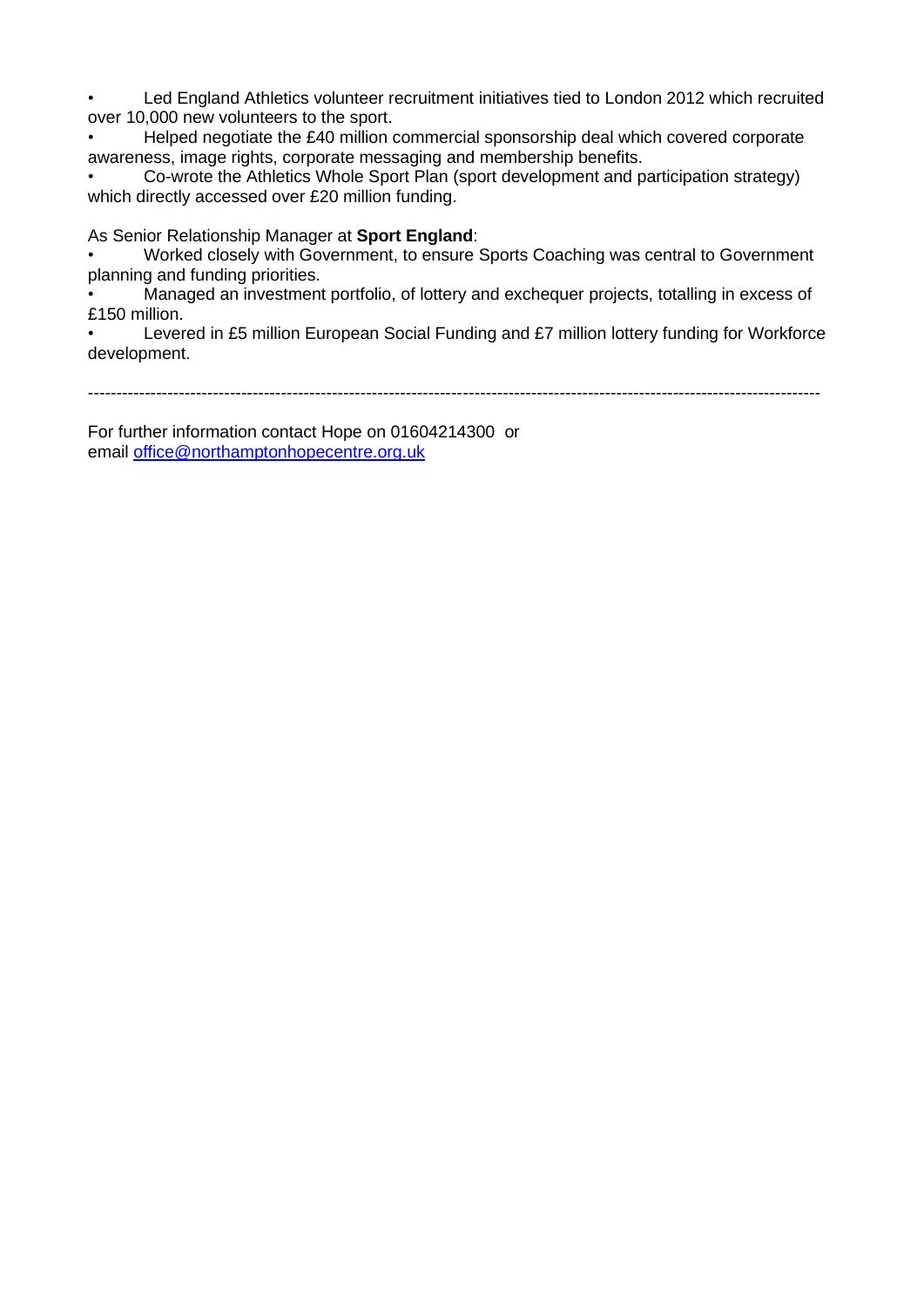- Led England Athletics volunteer recruitment initiatives tied to London 2012 which recruited over 10,000 new volunteers to the sport.
- Helped negotiate the £40 million commercial sponsorship deal which covered corporate awareness, image rights, corporate messaging and membership benefits.
- Co-wrote the Athletics Whole Sport Plan (sport development and participation strategy) which directly accessed over £20 million funding.

As Senior Relationship Manager at **Sport England**:

- Worked closely with Government, to ensure Sports Coaching was central to Government planning and funding priorities.
- Managed an investment portfolio, of lottery and exchequer projects, totalling in excess of £150 million.
- Levered in £5 million European Social Funding and £7 million lottery funding for Workforce development.

---

For further information contact Hope on 01604214300 or
email office@northamptonhopecentre.org.uk